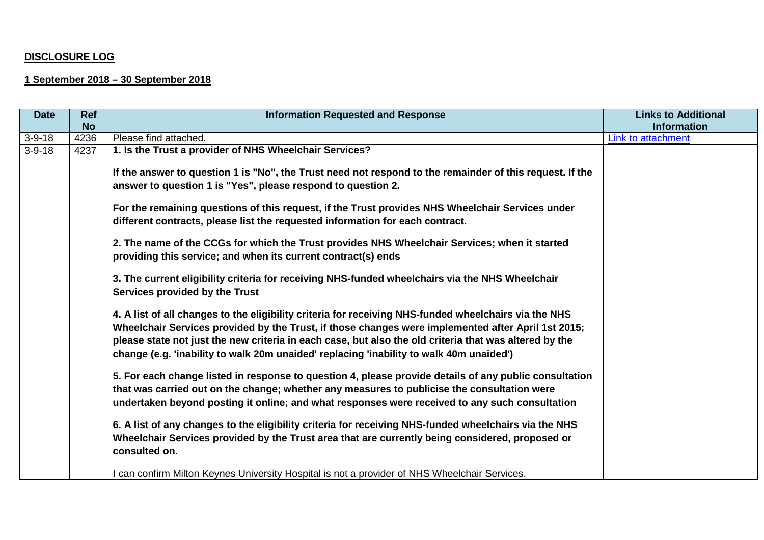**DISCLOSURE LOG**

**1 September 2018 – 30 September 2018**

| Date | Ref No | Information Requested and Response | Links to Additional Information |
|---|---|---|---|
| 3-9-18 | 4236 | Please find attached. | Link to attachment |
| 3-9-18 | 4237 | **1. Is the Trust a provider of NHS Wheelchair Services?**<br><br>**If the answer to question 1 is "No", the Trust need not respond to the remainder of this request. If the answer to question 1 is "Yes", please respond to question 2.**<br><br>**For the remaining questions of this request, if the Trust provides NHS Wheelchair Services under different contracts, please list the requested information for each contract.**<br><br>**2. The name of the CCGs for which the Trust provides NHS Wheelchair Services; when it started providing this service; and when its current contract(s) ends**<br><br>**3. The current eligibility criteria for receiving NHS-funded wheelchairs via the NHS Wheelchair Services provided by the Trust**<br><br>**4. A list of all changes to the eligibility criteria for receiving NHS-funded wheelchairs via the NHS Wheelchair Services provided by the Trust, if those changes were implemented after April 1st 2015; please state not just the new criteria in each case, but also the old criteria that was altered by the change (e.g. 'inability to walk 20m unaided' replacing 'inability to walk 40m unaided')**<br><br>**5. For each change listed in response to question 4, please provide details of any public consultation that was carried out on the change; whether any measures to publicise the consultation were undertaken beyond posting it online; and what responses were received to any such consultation**<br><br>**6. A list of any changes to the eligibility criteria for receiving NHS-funded wheelchairs via the NHS Wheelchair Services provided by the Trust area that are currently being considered, proposed or consulted on.**<br><br>I can confirm Milton Keynes University Hospital is not a provider of NHS Wheelchair Services. | |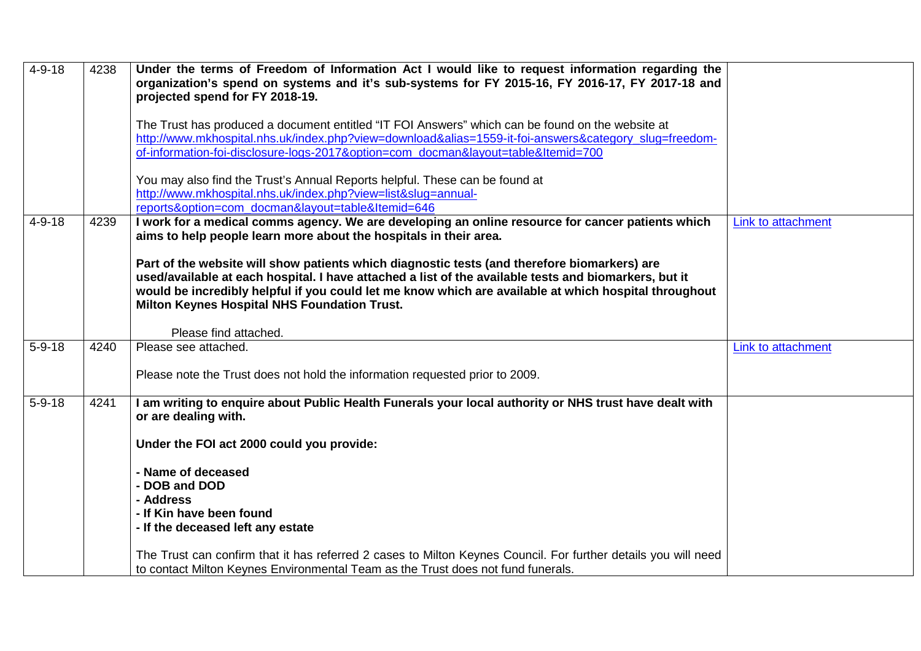| | | | |
|---|---|---|---|
| 4-9-18 | 4238 | **Under the terms of Freedom of Information Act I would like to request information regarding the organization's spend on systems and it's sub-systems for FY 2015-16, FY 2016-17, FY 2017-18 and projected spend for FY 2018-19.**<br><br>The Trust has produced a document entitled "IT FOI Answers" which can be found on the website at http://www.mkhospital.nhs.uk/index.php?view=download&alias=1559-it-foi-answers&category_slug=freedom-of-information-foi-disclosure-logs-2017&option=com_docman&layout=table&Itemid=700<br><br>You may also find the Trust's Annual Reports helpful. These can be found at http://www.mkhospital.nhs.uk/index.php?view=list&slug=annual-reports&option=com_docman&layout=table&Itemid=646 | |
| 4-9-18 | 4239 | **I work for a medical comms agency. We are developing an online resource for cancer patients which aims to help people learn more about the hospitals in their area.**<br><br>**Part of the website will show patients which diagnostic tests (and therefore biomarkers) are used/available at each hospital. I have attached a list of the available tests and biomarkers, but it would be incredibly helpful if you could let me know which are available at which hospital throughout Milton Keynes Hospital NHS Foundation Trust.**<br><br>Please find attached. | Link to attachment |
| 5-9-18 | 4240 | Please see attached.<br><br>Please note the Trust does not hold the information requested prior to 2009. | Link to attachment |
| 5-9-18 | 4241 | **I am writing to enquire about Public Health Funerals your local authority or NHS trust have dealt with or are dealing with.**<br><br>**Under the FOI act 2000 could you provide:**<br><br>**- Name of deceased**<br>**- DOB and DOD**<br>**- Address**<br>**- If Kin have been found**<br>**- If the deceased left any estate**<br><br>The Trust can confirm that it has referred 2 cases to Milton Keynes Council. For further details you will need to contact Milton Keynes Environmental Team as the Trust does not fund funerals. | |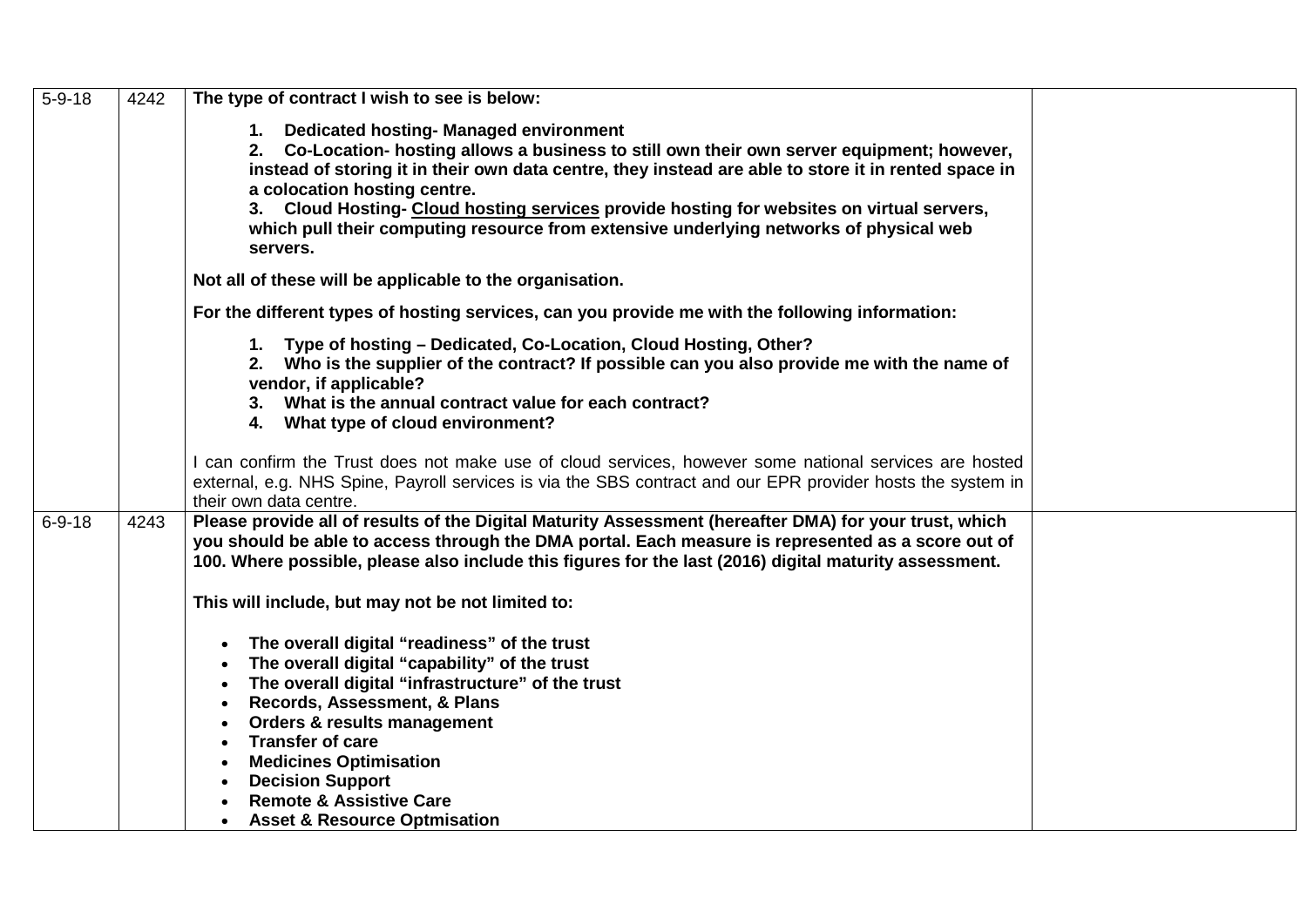| | | | |
|---|---|---|---|
| 5-9-18 | 4242 | **The type of contract I wish to see is below:**<br><br>**1. Dedicated hosting- Managed environment**<br>**2. Co-Location- hosting allows a business to still own their own server equipment; however, instead of storing it in their own data centre, they instead are able to store it in rented space in a colocation hosting centre.**<br>**3. Cloud Hosting- <u>Cloud hosting services</u> provide hosting for websites on virtual servers, which pull their computing resource from extensive underlying networks of physical web servers.**<br><br>**Not all of these will be applicable to the organisation.**<br><br>**For the different types of hosting services, can you provide me with the following information:**<br><br>**1. Type of hosting – Dedicated, Co-Location, Cloud Hosting, Other?**<br>**2. Who is the supplier of the contract? If possible can you also provide me with the name of vendor, if applicable?**<br>**3. What is the annual contract value for each contract?**<br>**4. What type of cloud environment?**<br><br>I can confirm the Trust does not make use of cloud services, however some national services are hosted external, e.g. NHS Spine, Payroll services is via the SBS contract and our EPR provider hosts the system in their own data centre. | |
| 6-9-18 | 4243 | **Please provide all of results of the Digital Maturity Assessment (hereafter DMA) for your trust, which you should be able to access through the DMA portal. Each measure is represented as a score out of 100. Where possible, please also include this figures for the last (2016) digital maturity assessment.**<br><br>**This will include, but may not be not limited to:**<br><br>• **The overall digital "readiness" of the trust**<br>• **The overall digital "capability" of the trust**<br>• **The overall digital "infrastructure" of the trust**<br>• **Records, Assessment, & Plans**<br>• **Orders & results management**<br>• **Transfer of care**<br>• **Medicines Optimisation**<br>• **Decision Support**<br>• **Remote & Assistive Care**<br>• **Asset & Resource Optmisation** | |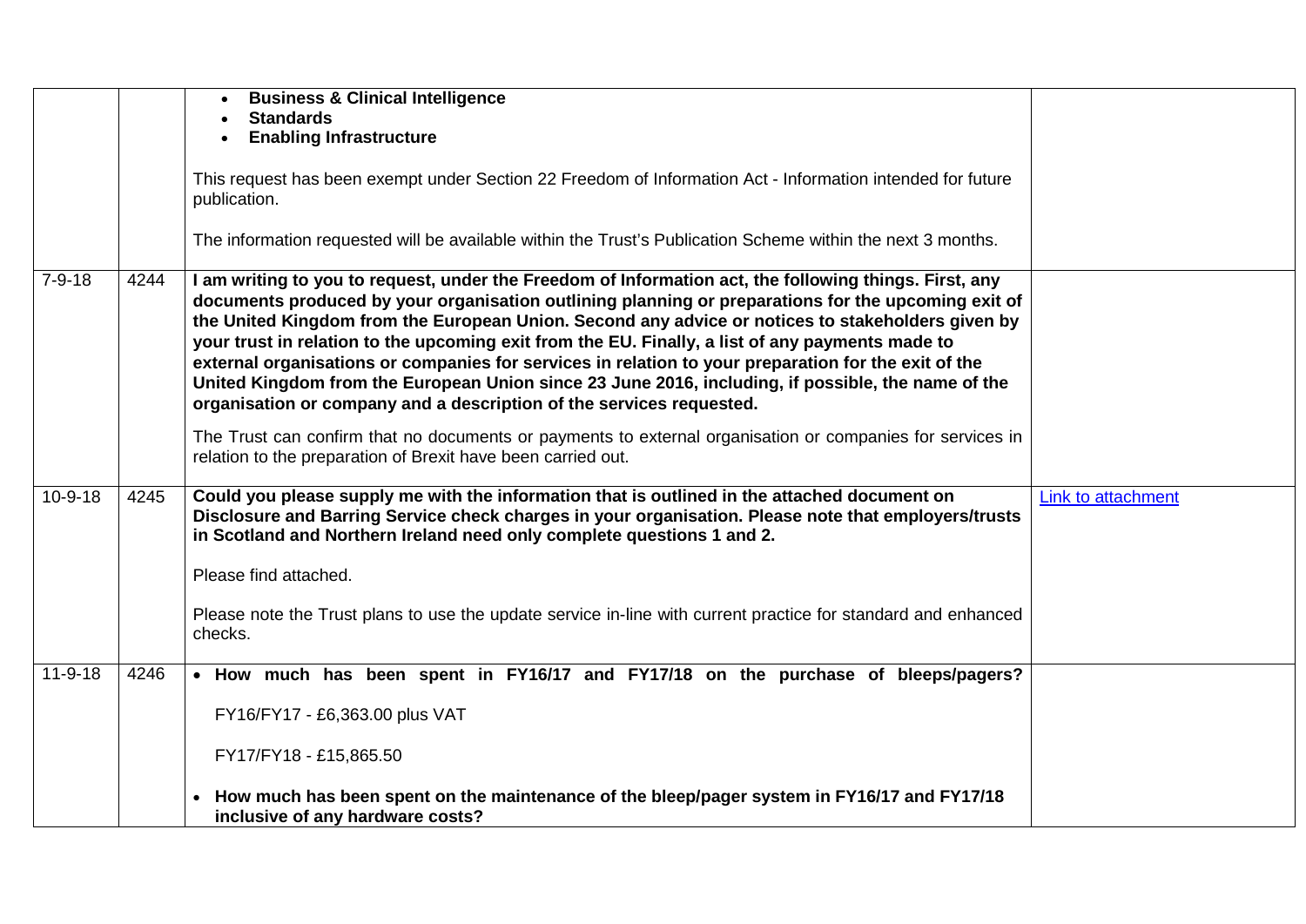| | | | |
|---|---|---|---|
| | | • **Business & Clinical Intelligence**<br>• **Standards**<br>• **Enabling Infrastructure**<br><br>This request has been exempt under Section 22 Freedom of Information Act - Information intended for future publication.<br><br>The information requested will be available within the Trust's Publication Scheme within the next 3 months. | |
| 7-9-18 | 4244 | **I am writing to you to request, under the Freedom of Information act, the following things. First, any documents produced by your organisation outlining planning or preparations for the upcoming exit of the United Kingdom from the European Union. Second any advice or notices to stakeholders given by your trust in relation to the upcoming exit from the EU. Finally, a list of any payments made to external organisations or companies for services in relation to your preparation for the exit of the United Kingdom from the European Union since 23 June 2016, including, if possible, the name of the organisation or company and a description of the services requested.**<br><br>The Trust can confirm that no documents or payments to external organisation or companies for services in relation to the preparation of Brexit have been carried out. | |
| 10-9-18 | 4245 | **Could you please supply me with the information that is outlined in the attached document on Disclosure and Barring Service check charges in your organisation. Please note that employers/trusts in Scotland and Northern Ireland need only complete questions 1 and 2.**<br><br>Please find attached.<br><br>Please note the Trust plans to use the update service in-line with current practice for standard and enhanced checks. | Link to attachment |
| 11-9-18 | 4246 | • **How much has been spent in FY16/17 and FY17/18 on the purchase of bleeps/pagers?**<br><br>FY16/FY17 - £6,363.00 plus VAT<br><br>FY17/FY18 - £15,865.50<br><br>• **How much has been spent on the maintenance of the bleep/pager system in FY16/17 and FY17/18 inclusive of any hardware costs?** | |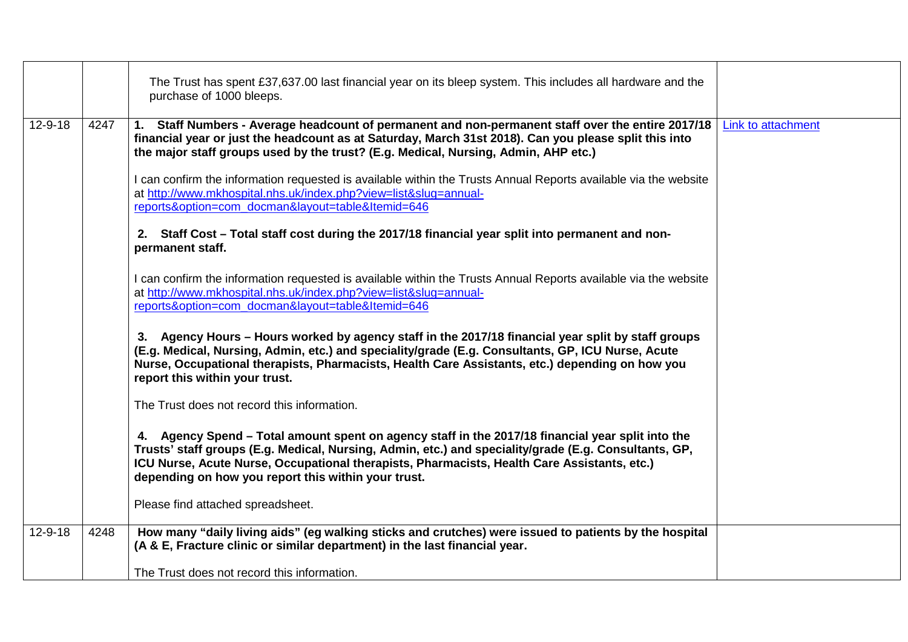| | | | |
|---|---|---|---|
| | | The Trust has spent £37,637.00 last financial year on its bleep system. This includes all hardware and the purchase of 1000 bleeps. | |
| 12-9-18 | 4247 | **1. Staff Numbers - Average headcount of permanent and non-permanent staff over the entire 2017/18 financial year or just the headcount as at Saturday, March 31st 2018). Can you please split this into the major staff groups used by the trust? (E.g. Medical, Nursing, Admin, AHP etc.)**<br><br>I can confirm the information requested is available within the Trusts Annual Reports available via the website at http://www.mkhospital.nhs.uk/index.php?view=list&slug=annual-reports&option=com_docman&layout=table&Itemid=646<br><br>**2. Staff Cost – Total staff cost during the 2017/18 financial year split into permanent and non-permanent staff.**<br><br>I can confirm the information requested is available within the Trusts Annual Reports available via the website at http://www.mkhospital.nhs.uk/index.php?view=list&slug=annual-reports&option=com_docman&layout=table&Itemid=646<br><br>**3. Agency Hours – Hours worked by agency staff in the 2017/18 financial year split by staff groups (E.g. Medical, Nursing, Admin, etc.) and speciality/grade (E.g. Consultants, GP, ICU Nurse, Acute Nurse, Occupational therapists, Pharmacists, Health Care Assistants, etc.) depending on how you report this within your trust.**<br><br>The Trust does not record this information.<br><br>**4. Agency Spend – Total amount spent on agency staff in the 2017/18 financial year split into the Trusts' staff groups (E.g. Medical, Nursing, Admin, etc.) and speciality/grade (E.g. Consultants, GP, ICU Nurse, Acute Nurse, Occupational therapists, Pharmacists, Health Care Assistants, etc.) depending on how you report this within your trust.**<br><br>Please find attached spreadsheet. | Link to attachment |
| 12-9-18 | 4248 | **How many "daily living aids" (eg walking sticks and crutches) were issued to patients by the hospital (A & E, Fracture clinic or similar department) in the last financial year.**<br><br>The Trust does not record this information. | |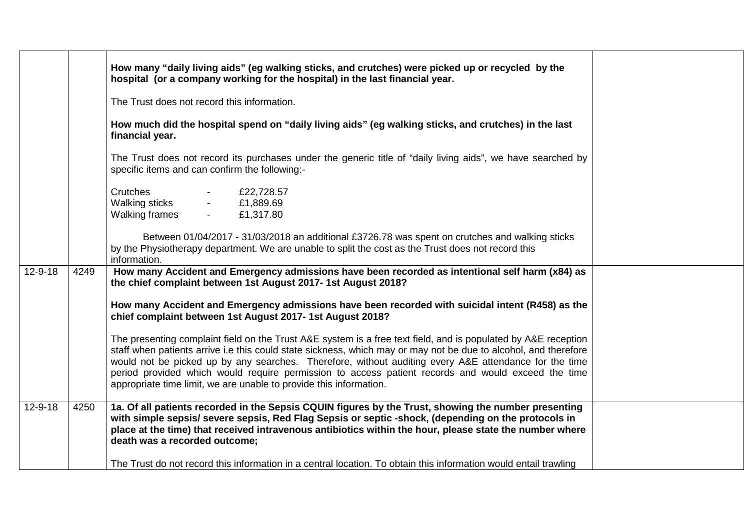| | | | |
|---|---|---|---|
| | | **How many "daily living aids" (eg walking sticks, and crutches) were picked up or recycled by the hospital (or a company working for the hospital) in the last financial year.**<br><br>The Trust does not record this information.<br><br>**How much did the hospital spend on "daily living aids" (eg walking sticks, and crutches) in the last financial year.**<br><br>The Trust does not record its purchases under the generic title of "daily living aids", we have searched by specific items and can confirm the following:-<br><br>Crutches - £22,728.57<br>Walking sticks - £1,889.69<br>Walking frames - £1,317.80<br><br>Between 01/04/2017 - 31/03/2018 an additional £3726.78 was spent on crutches and walking sticks by the Physiotherapy department. We are unable to split the cost as the Trust does not record this information. | |
| 12-9-18 | 4249 | **How many Accident and Emergency admissions have been recorded as intentional self harm (x84) as the chief complaint between 1st August 2017- 1st August 2018?**<br><br>**How many Accident and Emergency admissions have been recorded with suicidal intent (R458) as the chief complaint between 1st August 2017- 1st August 2018?**<br><br>The presenting complaint field on the Trust A&E system is a free text field, and is populated by A&E reception staff when patients arrive i.e this could state sickness, which may or may not be due to alcohol, and therefore would not be picked up by any searches. Therefore, without auditing every A&E attendance for the time period provided which would require permission to access patient records and would exceed the time appropriate time limit, we are unable to provide this information. | |
| 12-9-18 | 4250 | **1a. Of all patients recorded in the Sepsis CQUIN figures by the Trust, showing the number presenting with simple sepsis/ severe sepsis, Red Flag Sepsis or septic -shock, (depending on the protocols in place at the time) that received intravenous antibiotics within the hour, please state the number where death was a recorded outcome;**<br><br>The Trust do not record this information in a central location. To obtain this information would entail trawling | |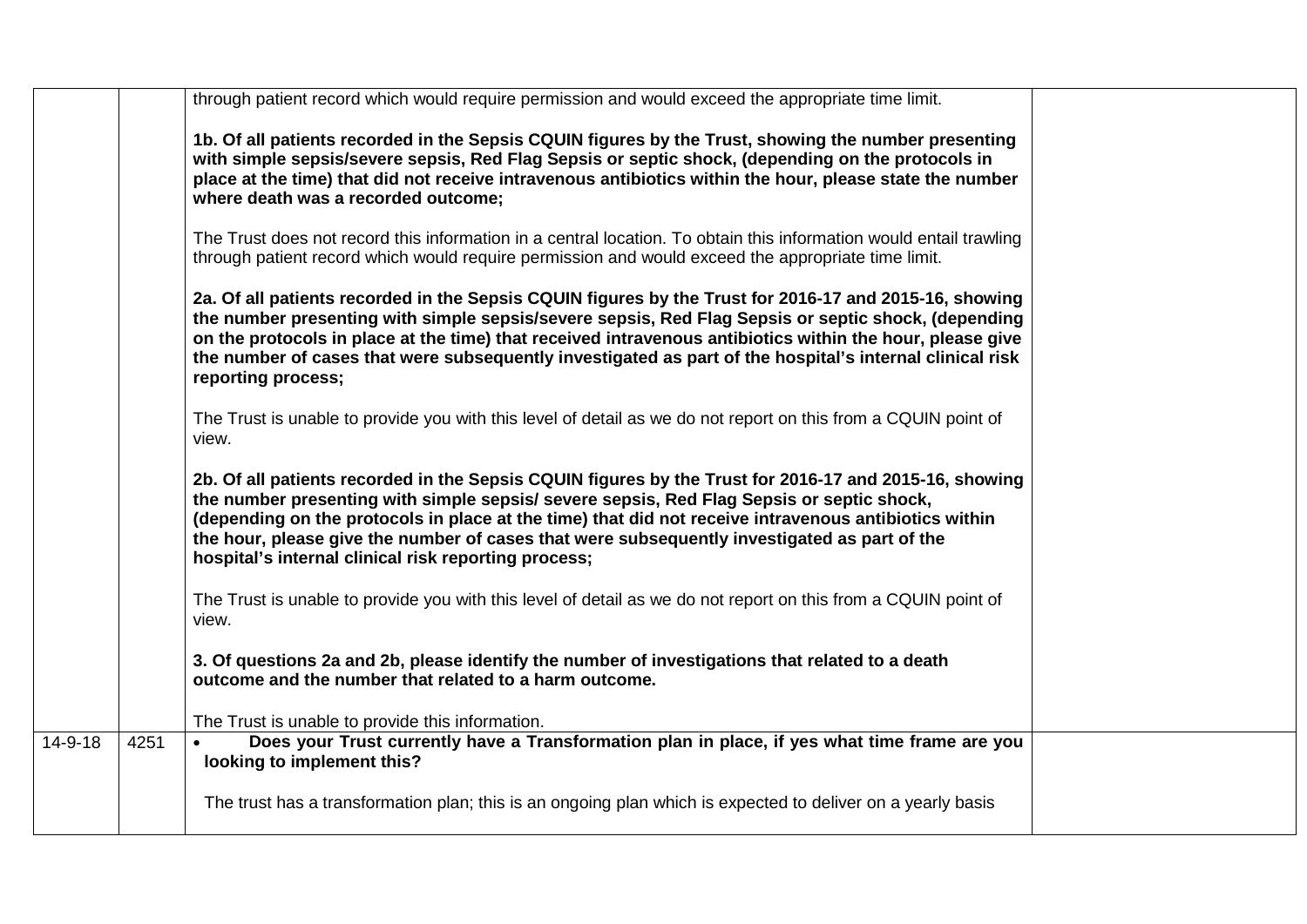| | | | |
|---|---|---|---|
| | | through patient record which would require permission and would exceed the appropriate time limit.<br><br>**1b. Of all patients recorded in the Sepsis CQUIN figures by the Trust, showing the number presenting with simple sepsis/severe sepsis, Red Flag Sepsis or septic shock, (depending on the protocols in place at the time) that did not receive intravenous antibiotics within the hour, please state the number where death was a recorded outcome;**<br><br>The Trust does not record this information in a central location. To obtain this information would entail trawling through patient record which would require permission and would exceed the appropriate time limit.<br><br>**2a. Of all patients recorded in the Sepsis CQUIN figures by the Trust for 2016-17 and 2015-16, showing the number presenting with simple sepsis/severe sepsis, Red Flag Sepsis or septic shock, (depending on the protocols in place at the time) that received intravenous antibiotics within the hour, please give the number of cases that were subsequently investigated as part of the hospital's internal clinical risk reporting process;**<br><br>The Trust is unable to provide you with this level of detail as we do not report on this from a CQUIN point of view.<br><br>**2b. Of all patients recorded in the Sepsis CQUIN figures by the Trust for 2016-17 and 2015-16, showing the number presenting with simple sepsis/ severe sepsis, Red Flag Sepsis or septic shock, (depending on the protocols in place at the time) that did not receive intravenous antibiotics within the hour, please give the number of cases that were subsequently investigated as part of the hospital's internal clinical risk reporting process;**<br><br>The Trust is unable to provide you with this level of detail as we do not report on this from a CQUIN point of view.<br><br>**3. Of questions 2a and 2b, please identify the number of investigations that related to a death outcome and the number that related to a harm outcome.**<br><br>The Trust is unable to provide this information. | |
| 14-9-18 | 4251 | • **Does your Trust currently have a Transformation plan in place, if yes what time frame are you looking to implement this?**<br><br>The trust has a transformation plan; this is an ongoing plan which is expected to deliver on a yearly basis | |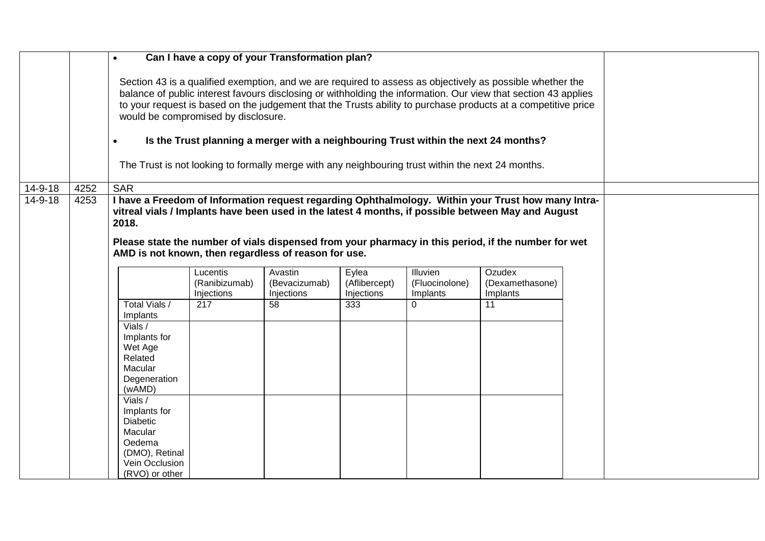| | | | |
|---|---|---|---|
| | | • **Can I have a copy of your Transformation plan?**<br><br>Section 43 is a qualified exemption, and we are required to assess as objectively as possible whether the balance of public interest favours disclosing or withholding the information. Our view that section 43 applies to your request is based on the judgement that the Trusts ability to purchase products at a competitive price would be compromised by disclosure.<br><br>• **Is the Trust planning a merger with a neighbouring Trust within the next 24 months?**<br><br>The Trust is not looking to formally merge with any neighbouring trust within the next 24 months. | |
| 14-9-18 | 4252 | SAR | |
| 14-9-18 | 4253 | **I have a Freedom of Information request regarding Ophthalmology. Within your Trust how many Intra-vitreal vials / Implants have been used in the latest 4 months, if possible between May and August 2018.**<br><br>**Please state the number of vials dispensed from your pharmacy in this period, if the number for wet AMD is not known, then regardless of reason for use.** | |

| | Lucentis (Ranibizumab) Injections | Avastin (Bevacizumab) Injections | Eylea (Aflibercept) Injections | Illuvien (Fluocinolone) Implants | Ozudex (Dexamethasone) Implants |
|---|---|---|---|---|---|
| Total Vials / Implants | 217 | 58 | 333 | 0 | 11 |
| Vials / Implants for Wet Age Related Macular Degeneration (wAMD) | | | | | |
| Vials / Implants for Diabetic Macular Oedema (DMO), Retinal Vein Occlusion (RVO) or other | | | | | |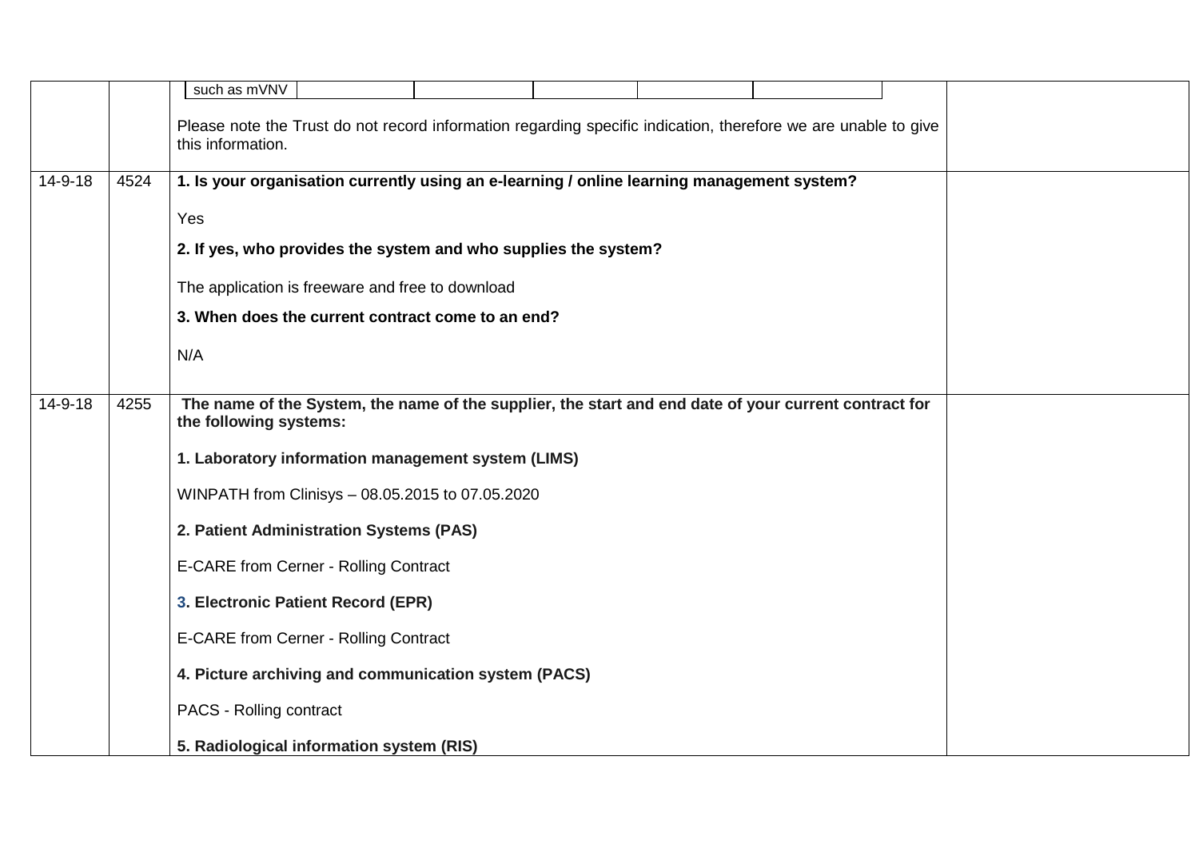| | | | |
|---|---|---|---|
| | | such as mVNV<br><br>Please note the Trust do not record information regarding specific indication, therefore we are unable to give this information. | |
| 14-9-18 | 4524 | **1. Is your organisation currently using an e-learning / online learning management system?**<br><br>Yes<br><br>**2. If yes, who provides the system and who supplies the system?**<br><br>The application is freeware and free to download<br><br>**3. When does the current contract come to an end?**<br><br>N/A | |
| 14-9-18 | 4255 | **The name of the System, the name of the supplier, the start and end date of your current contract for the following systems:**<br><br>**1. Laboratory information management system (LIMS)**<br><br>WINPATH from Clinisys – 08.05.2015 to 07.05.2020<br><br>**2. Patient Administration Systems (PAS)**<br><br>E-CARE from Cerner - Rolling Contract<br><br>**3. Electronic Patient Record (EPR)**<br><br>E-CARE from Cerner - Rolling Contract<br><br>**4. Picture archiving and communication system (PACS)**<br><br>PACS - Rolling contract<br><br>**5. Radiological information system (RIS)** | |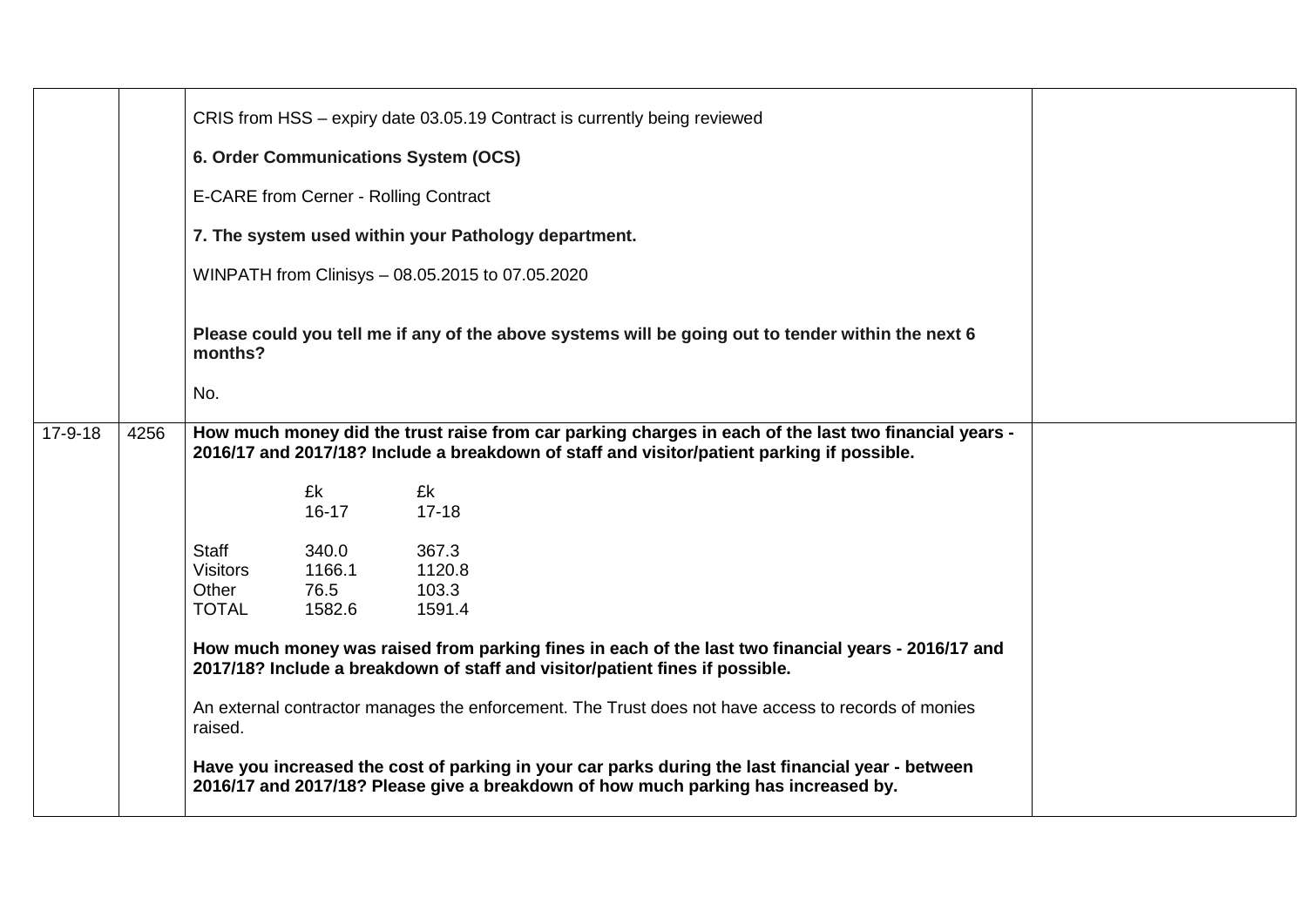| | | | |
|---|---|---|---|
| | | CRIS from HSS – expiry date 03.05.19 Contract is currently being reviewed<br><br>**6. Order Communications System (OCS)**<br><br>E-CARE from Cerner - Rolling Contract<br><br>**7. The system used within your Pathology department.**<br><br>WINPATH from Clinisys – 08.05.2015 to 07.05.2020<br><br>**Please could you tell me if any of the above systems will be going out to tender within the next 6 months?**<br><br>No. | |
| 17-9-18 | 4256 | **How much money did the trust raise from car parking charges in each of the last two financial years - 2016/17 and 2017/18? Include a breakdown of staff and visitor/patient parking if possible.**<br><br>&#124; &#124; £k 16-17 &#124; £k 17-18 &#124;<br>&#124; Staff &#124; 340.0 &#124; 367.3 &#124;<br>&#124; Visitors &#124; 1166.1 &#124; 1120.8 &#124;<br>&#124; Other &#124; 76.5 &#124; 103.3 &#124;<br>&#124; TOTAL &#124; 1582.6 &#124; 1591.4 &#124;<br><br>**How much money was raised from parking fines in each of the last two financial years - 2016/17 and 2017/18? Include a breakdown of staff and visitor/patient fines if possible.**<br><br>An external contractor manages the enforcement. The Trust does not have access to records of monies raised.<br><br>**Have you increased the cost of parking in your car parks during the last financial year - between 2016/17 and 2017/18? Please give a breakdown of how much parking has increased by.** | |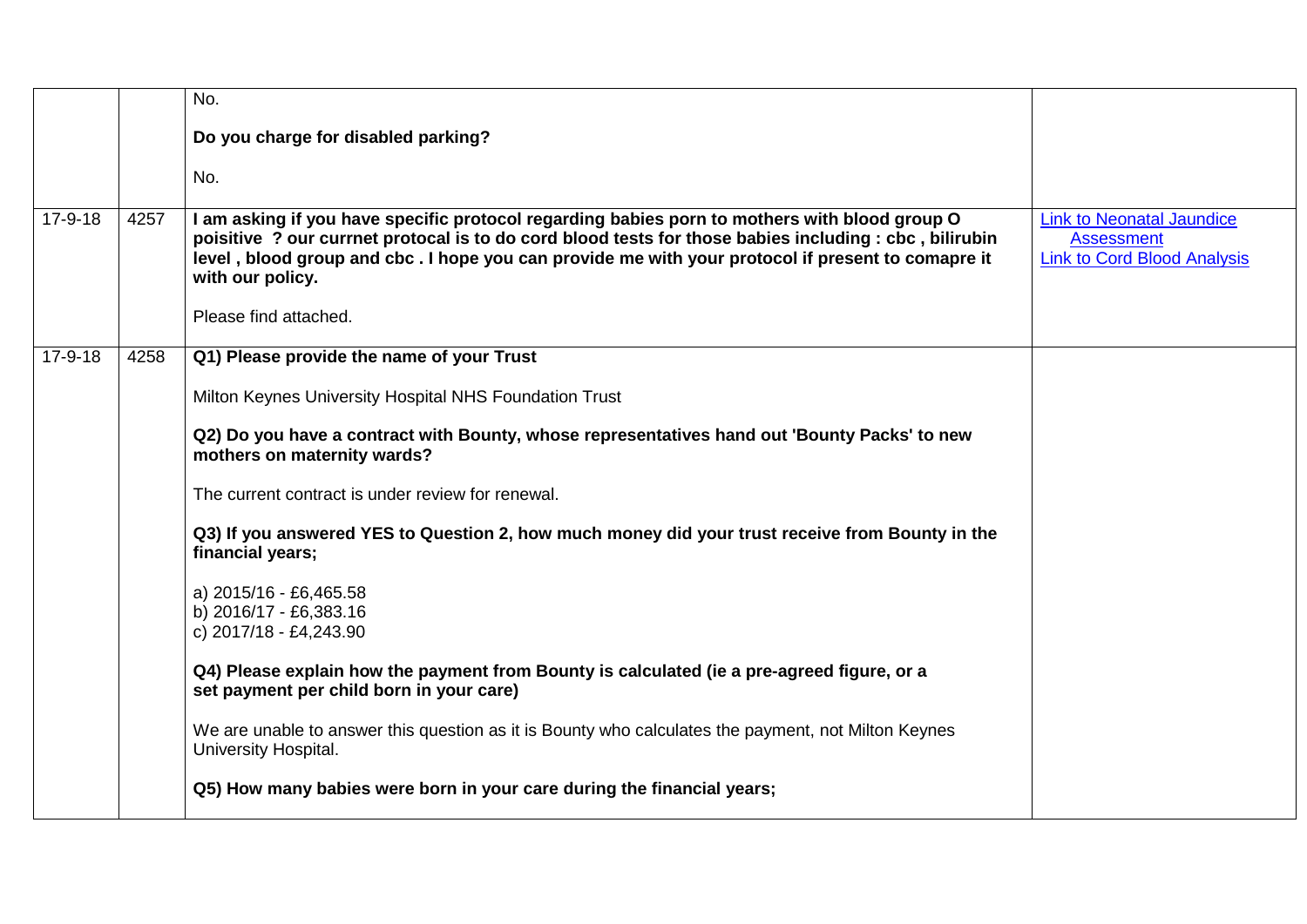| | | | |
|---|---|---|---|
| | | No.<br><br>**Do you charge for disabled parking?**<br><br>No. | |
| 17-9-18 | 4257 | **I am asking if you have specific protocol regarding babies porn to mothers with blood group O poisitive ? our currnet protocal is to do cord blood tests for those babies including : cbc , bilirubin level , blood group and cbc . I hope you can provide me with your protocol if present to comapre it with our policy.**<br><br>Please find attached. | Link to Neonatal Jaundice Assessment<br>Link to Cord Blood Analysis |
| 17-9-18 | 4258 | **Q1) Please provide the name of your Trust**<br><br>Milton Keynes University Hospital NHS Foundation Trust<br><br>**Q2) Do you have a contract with Bounty, whose representatives hand out 'Bounty Packs' to new mothers on maternity wards?**<br><br>The current contract is under review for renewal.<br><br>**Q3) If you answered YES to Question 2, how much money did your trust receive from Bounty in the financial years;**<br><br>a) 2015/16 - £6,465.58<br>b) 2016/17 - £6,383.16<br>c) 2017/18 - £4,243.90<br><br>**Q4) Please explain how the payment from Bounty is calculated (ie a pre-agreed figure, or a set payment per child born in your care)**<br><br>We are unable to answer this question as it is Bounty who calculates the payment, not Milton Keynes University Hospital.<br><br>**Q5) How many babies were born in your care during the financial years;** | |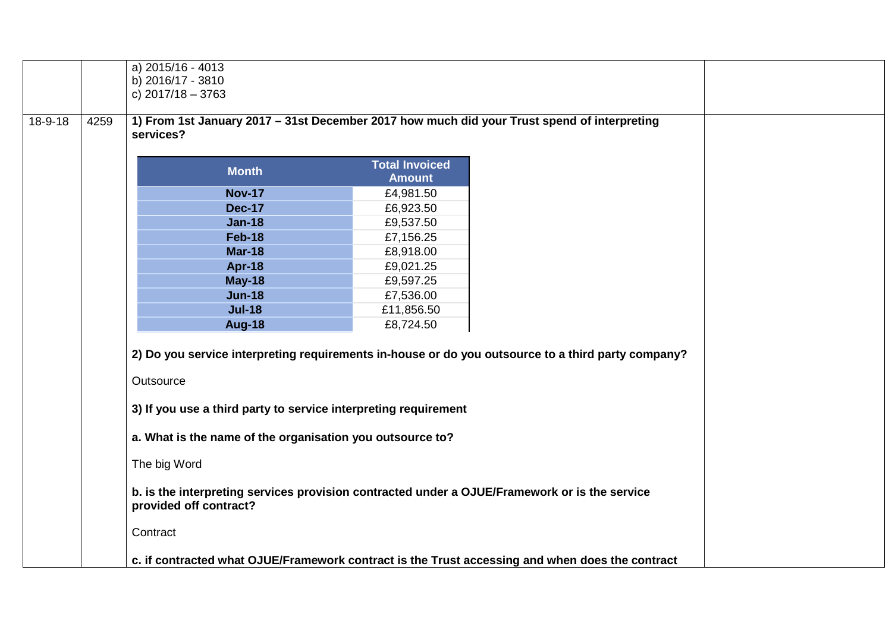| | | | |
|---|---|---|---|
| | | a) 2015/16 - 4013<br>b) 2016/17 - 3810<br>c) 2017/18 – 3763 | |
| 18-9-18 | 4259 | **1) From 1st January 2017 – 31st December 2017 how much did your Trust spend of interpreting services?** | |

| Month | Total Invoiced Amount |
|---|---|
| **Nov-17** | £4,981.50 |
| **Dec-17** | £6,923.50 |
| **Jan-18** | £9,537.50 |
| **Feb-18** | £7,156.25 |
| **Mar-18** | £8,918.00 |
| **Apr-18** | £9,021.25 |
| **May-18** | £9,597.25 |
| **Jun-18** | £7,536.00 |
| **Jul-18** | £11,856.50 |
| **Aug-18** | £8,724.50 |

**2) Do you service interpreting requirements in-house or do you outsource to a third party company?**

Outsource

**3) If you use a third party to service interpreting requirement**

**a. What is the name of the organisation you outsource to?**

The big Word

**b. is the interpreting services provision contracted under a OJUE/Framework or is the service provided off contract?**

Contract

**c. if contracted what OJUE/Framework contract is the Trust accessing and when does the contract**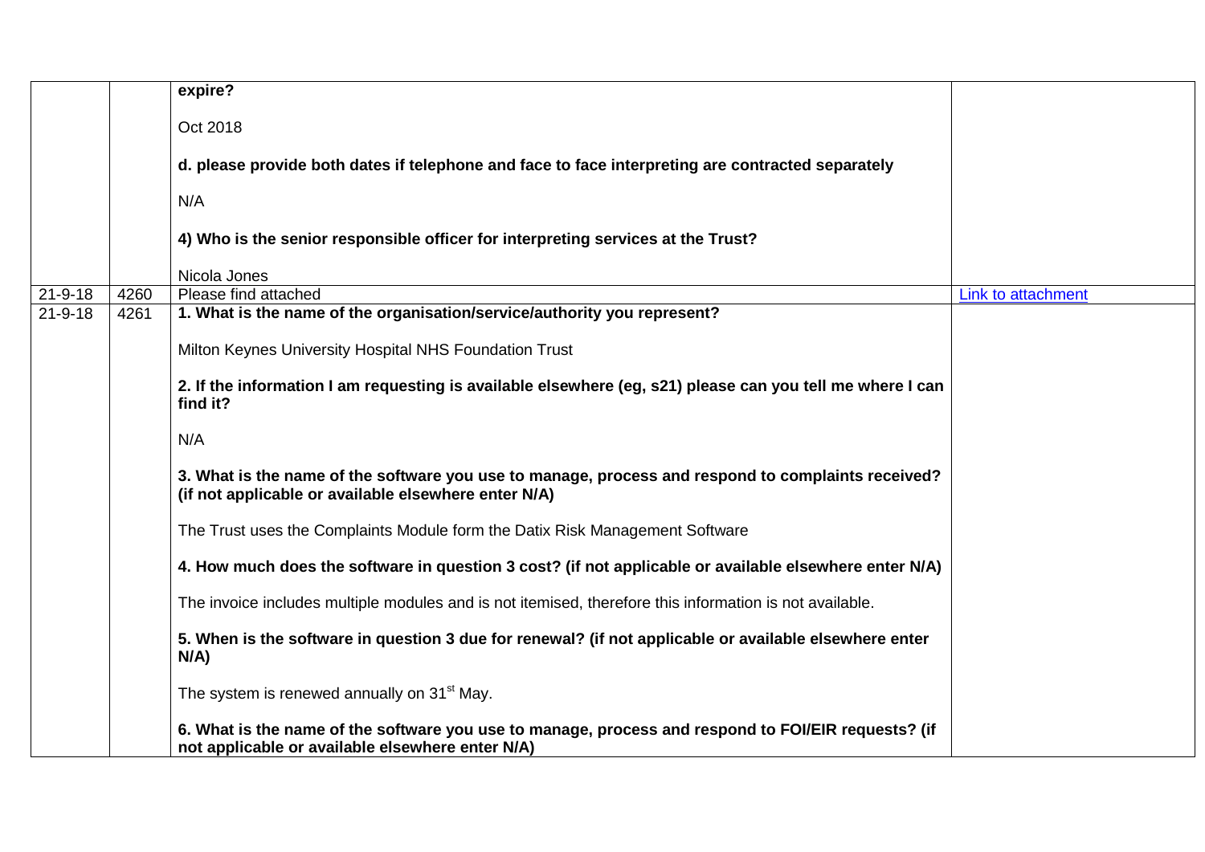|  |  |  |  |
|---|---|---|---|
|  |  | **expire?**<br><br>Oct 2018<br><br>**d. please provide both dates if telephone and face to face interpreting are contracted separately**<br><br>N/A<br><br>**4) Who is the senior responsible officer for interpreting services at the Trust?**<br><br>Nicola Jones |  |
| 21-9-18 | 4260 | Please find attached | Link to attachment |
| 21-9-18 | 4261 | **1. What is the name of the organisation/service/authority you represent?**<br><br>Milton Keynes University Hospital NHS Foundation Trust<br><br>**2. If the information I am requesting is available elsewhere (eg, s21) please can you tell me where I can find it?**<br><br>N/A<br><br>**3. What is the name of the software you use to manage, process and respond to complaints received? (if not applicable or available elsewhere enter N/A)**<br><br>The Trust uses the Complaints Module form the Datix Risk Management Software<br><br>**4. How much does the software in question 3 cost? (if not applicable or available elsewhere enter N/A)**<br><br>The invoice includes multiple modules and is not itemised, therefore this information is not available.<br><br>**5. When is the software in question 3 due for renewal? (if not applicable or available elsewhere enter N/A)**<br><br>The system is renewed annually on 31st May.<br><br>**6. What is the name of the software you use to manage, process and respond to FOI/EIR requests? (if not applicable or available elsewhere enter N/A)** |  |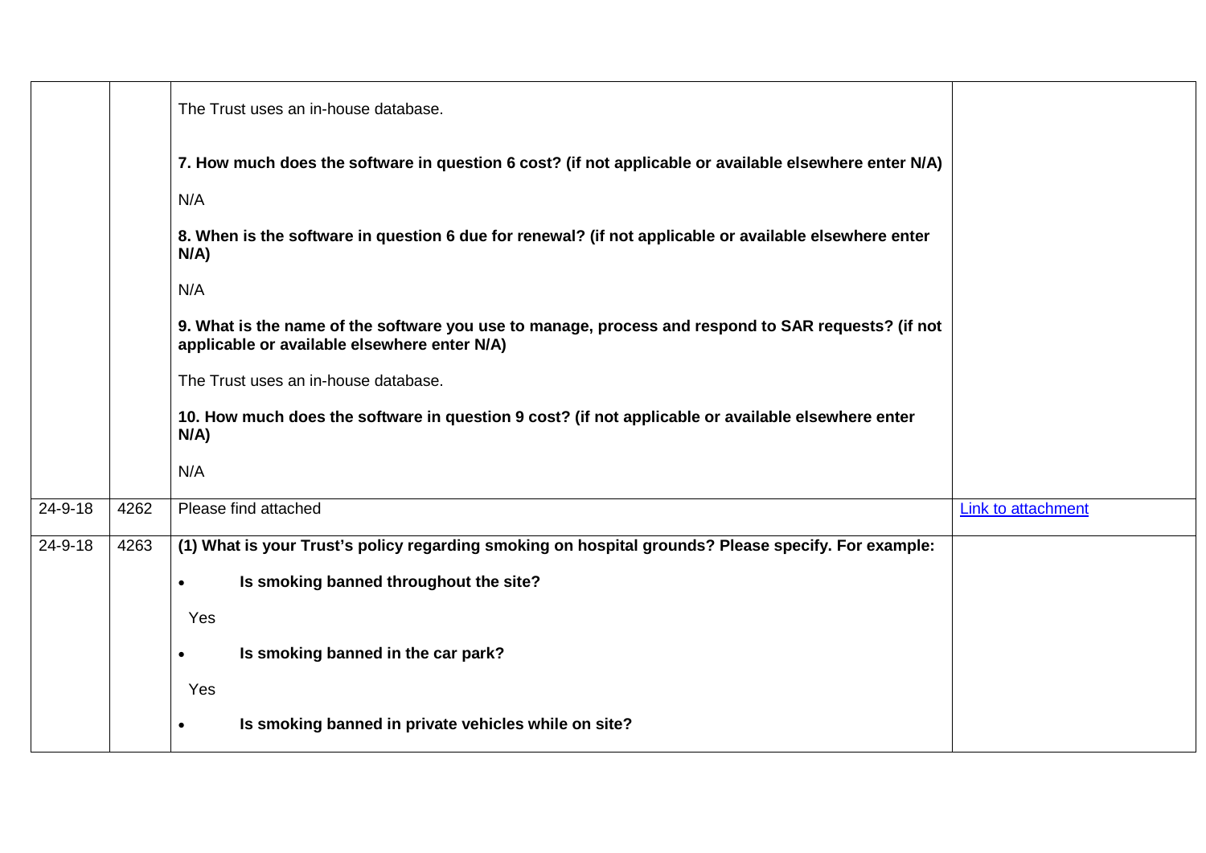| | | | |
|---|---|---|---|
| | | The Trust uses an in-house database.<br><br>**7. How much does the software in question 6 cost? (if not applicable or available elsewhere enter N/A)**<br><br>N/A<br><br>**8. When is the software in question 6 due for renewal? (if not applicable or available elsewhere enter N/A)**<br><br>N/A<br><br>**9. What is the name of the software you use to manage, process and respond to SAR requests? (if not applicable or available elsewhere enter N/A)**<br><br>The Trust uses an in-house database.<br><br>**10. How much does the software in question 9 cost? (if not applicable or available elsewhere enter N/A)**<br><br>N/A | |
| 24-9-18 | 4262 | Please find attached | Link to attachment |
| 24-9-18 | 4263 | **(1) What is your Trust's policy regarding smoking on hospital grounds? Please specify. For example:**<br><br>• **Is smoking banned throughout the site?**<br><br>Yes<br><br>• **Is smoking banned in the car park?**<br><br>Yes<br><br>• **Is smoking banned in private vehicles while on site?** | |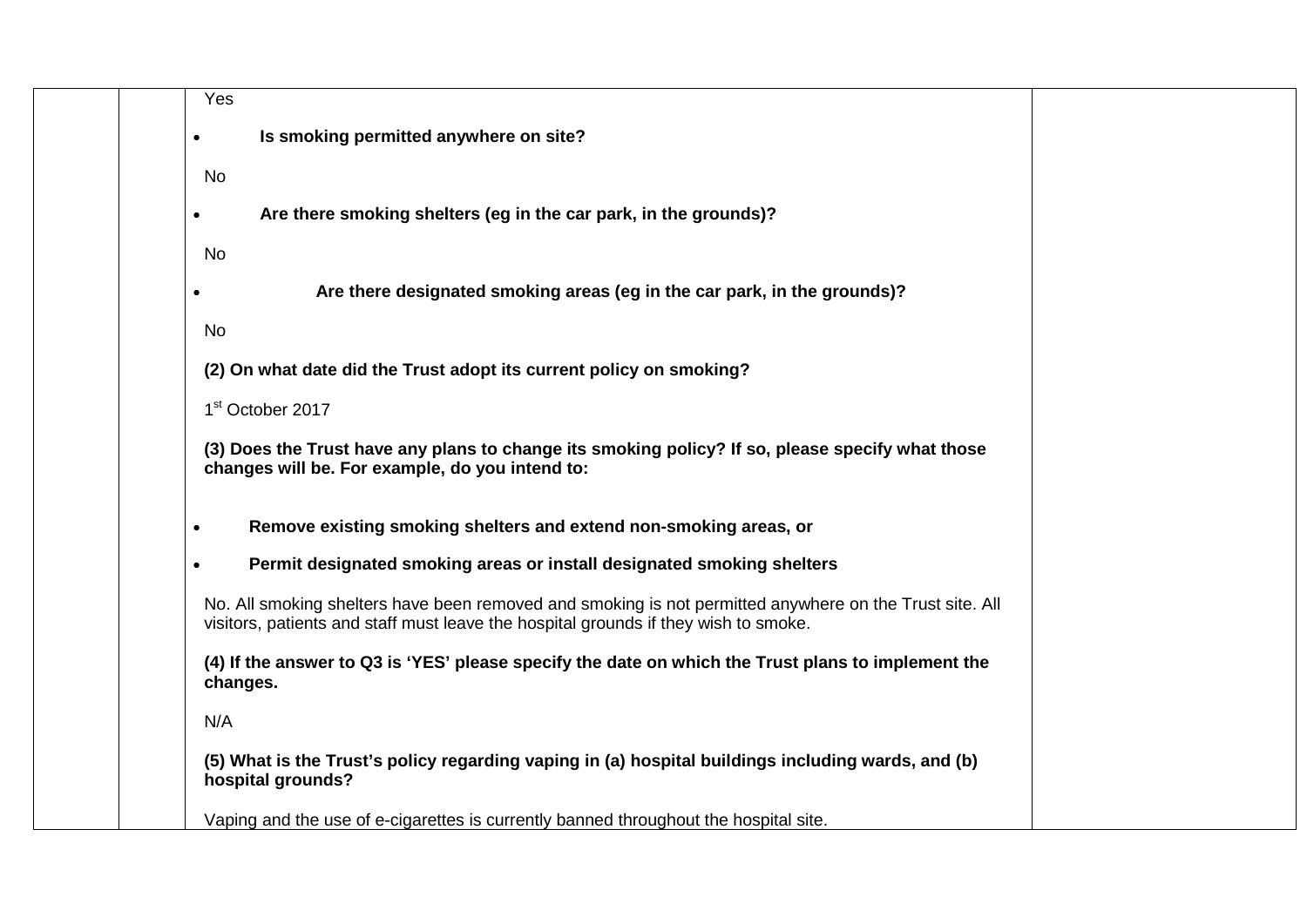Yes

- **Is smoking permitted anywhere on site?**

No

- **Are there smoking shelters (eg in the car park, in the grounds)?**

No

- **Are there designated smoking areas (eg in the car park, in the grounds)?**

No

**(2) On what date did the Trust adopt its current policy on smoking?**

1st October 2017

**(3) Does the Trust have any plans to change its smoking policy? If so, please specify what those changes will be. For example, do you intend to:**

- **Remove existing smoking shelters and extend non-smoking areas, or**
- **Permit designated smoking areas or install designated smoking shelters**

No. All smoking shelters have been removed and smoking is not permitted anywhere on the Trust site. All visitors, patients and staff must leave the hospital grounds if they wish to smoke.

**(4) If the answer to Q3 is 'YES' please specify the date on which the Trust plans to implement the changes.**

N/A

**(5) What is the Trust's policy regarding vaping in (a) hospital buildings including wards, and (b) hospital grounds?**

Vaping and the use of e-cigarettes is currently banned throughout the hospital site.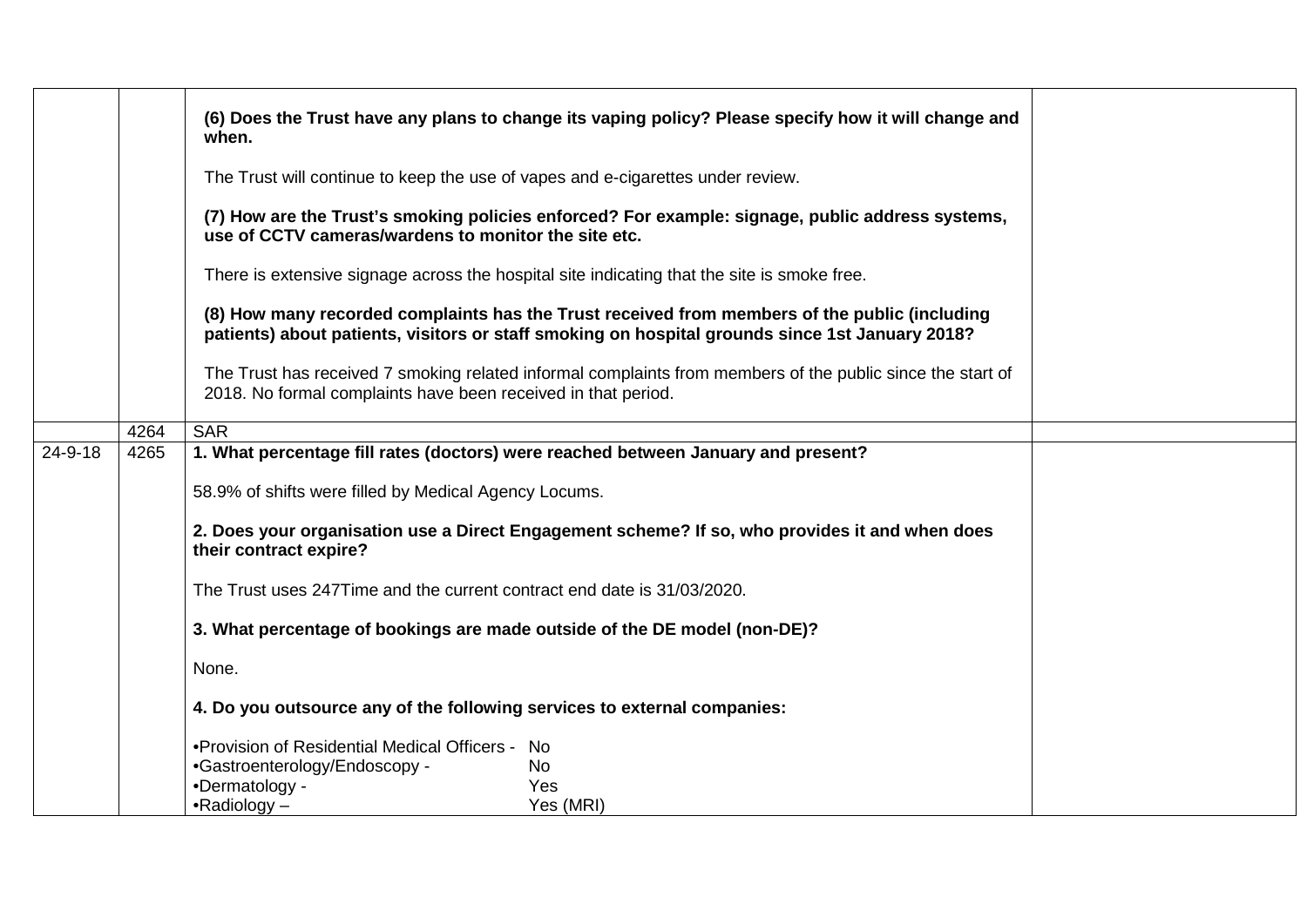| | | | |
|---|---|---|---|
| | | **(6) Does the Trust have any plans to change its vaping policy? Please specify how it will change and when.**<br><br>The Trust will continue to keep the use of vapes and e-cigarettes under review.<br><br>**(7) How are the Trust's smoking policies enforced? For example: signage, public address systems, use of CCTV cameras/wardens to monitor the site etc.**<br><br>There is extensive signage across the hospital site indicating that the site is smoke free.<br><br>**(8) How many recorded complaints has the Trust received from members of the public (including patients) about patients, visitors or staff smoking on hospital grounds since 1st January 2018?**<br><br>The Trust has received 7 smoking related informal complaints from members of the public since the start of 2018. No formal complaints have been received in that period. | |
| | 4264 | SAR | |
| 24-9-18 | 4265 | **1. What percentage fill rates (doctors) were reached between January and present?**<br><br>58.9% of shifts were filled by Medical Agency Locums.<br><br>**2. Does your organisation use a Direct Engagement scheme? If so, who provides it and when does their contract expire?**<br><br>The Trust uses 247Time and the current contract end date is 31/03/2020.<br><br>**3. What percentage of bookings are made outside of the DE model (non-DE)?**<br><br>None.<br><br>**4. Do you outsource any of the following services to external companies:**<br><br>•Provision of Residential Medical Officers - No<br>•Gastroenterology/Endoscopy - No<br>•Dermatology - Yes<br>•Radiology – Yes (MRI) | |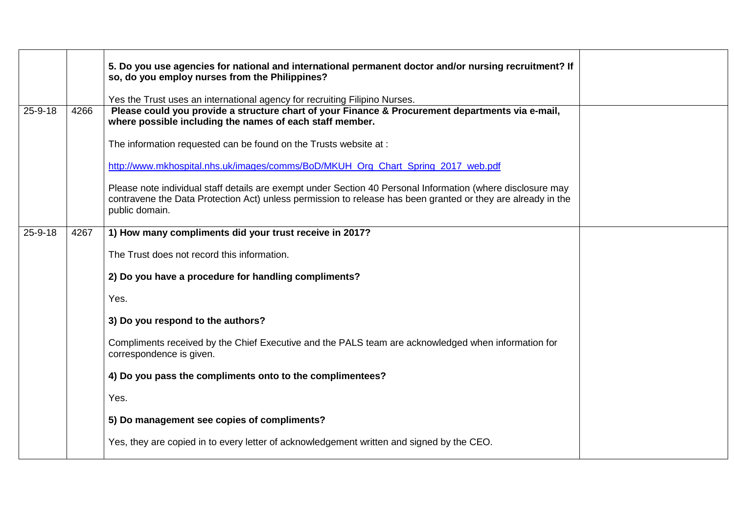| | | | |
|---|---|---|---|
| | | **5. Do you use agencies for national and international permanent doctor and/or nursing recruitment? If so, do you employ nurses from the Philippines?**<br><br>Yes the Trust uses an international agency for recruiting Filipino Nurses. | |
| 25-9-18 | 4266 | **Please could you provide a structure chart of your Finance & Procurement departments via e-mail, where possible including the names of each staff member.**<br><br>The information requested can be found on the Trusts website at :<br><br>http://www.mkhospital.nhs.uk/images/comms/BoD/MKUH_Org_Chart_Spring_2017_web.pdf<br><br>Please note individual staff details are exempt under Section 40 Personal Information (where disclosure may contravene the Data Protection Act) unless permission to release has been granted or they are already in the public domain. | |
| 25-9-18 | 4267 | **1) How many compliments did your trust receive in 2017?**<br><br>The Trust does not record this information.<br><br>**2) Do you have a procedure for handling compliments?**<br><br>Yes.<br><br>**3) Do you respond to the authors?**<br><br>Compliments received by the Chief Executive and the PALS team are acknowledged when information for correspondence is given.<br><br>**4) Do you pass the compliments onto to the complimentees?**<br><br>Yes.<br><br>**5) Do management see copies of compliments?**<br><br>Yes, they are copied in to every letter of acknowledgement written and signed by the CEO. | |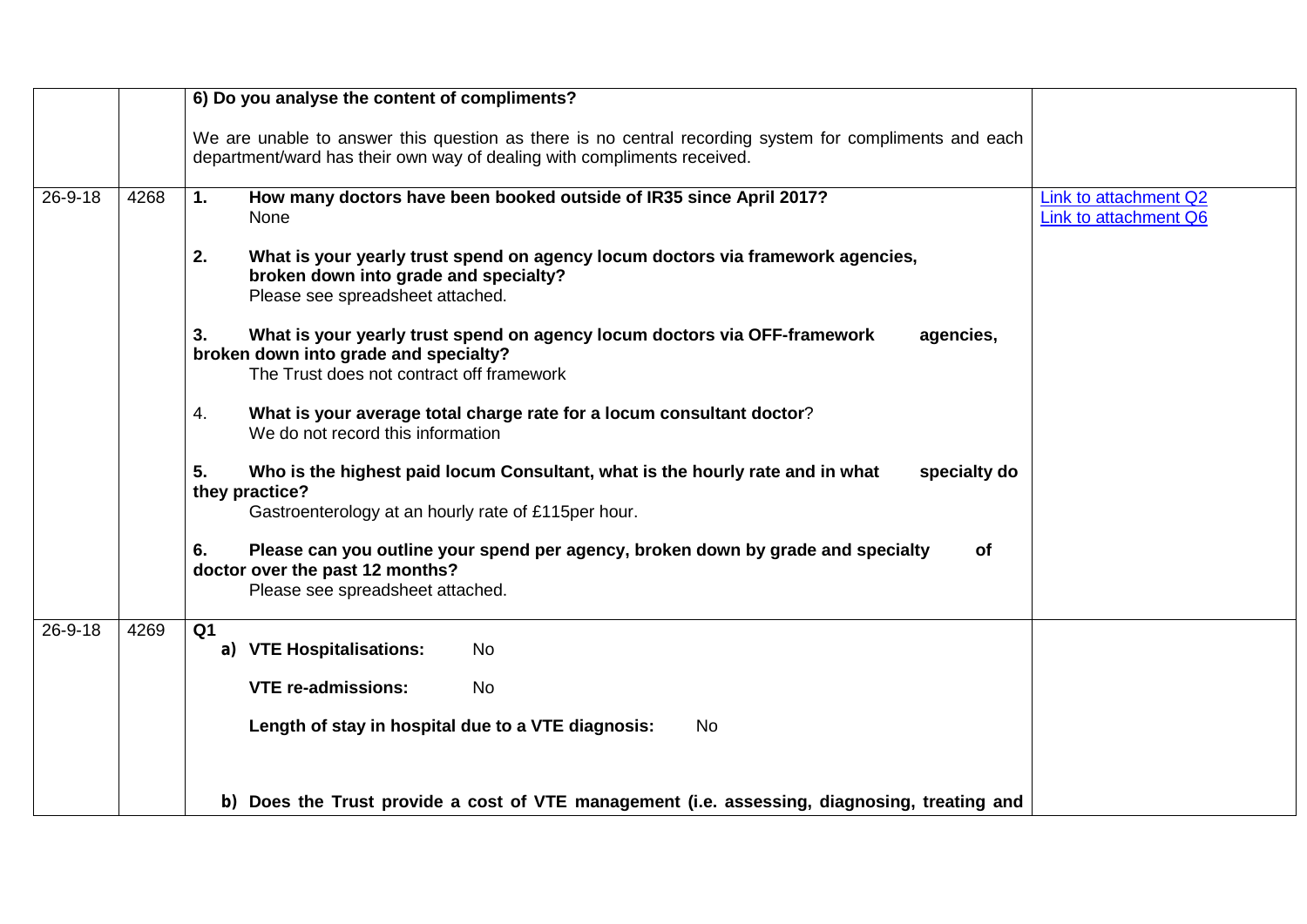| | | | |
|---|---|---|---|
| | | **6) Do you analyse the content of compliments?**<br><br>We are unable to answer this question as there is no central recording system for compliments and each department/ward has their own way of dealing with compliments received. | |
| 26-9-18 | 4268 | **1. How many doctors have been booked outside of IR35 since April 2017?**<br>None<br><br>**2. What is your yearly trust spend on agency locum doctors via framework agencies, broken down into grade and specialty?**<br>Please see spreadsheet attached.<br><br>**3. What is your yearly trust spend on agency locum doctors via OFF-framework agencies, broken down into grade and specialty?**<br>The Trust does not contract off framework<br><br>4. **What is your average total charge rate for a locum consultant doctor**?<br>We do not record this information<br><br>**5. Who is the highest paid locum Consultant, what is the hourly rate and in what specialty do they practice?**<br>Gastroenterology at an hourly rate of £115per hour.<br><br>**6. Please can you outline your spend per agency, broken down by grade and specialty of doctor over the past 12 months?**<br>Please see spreadsheet attached. | Link to attachment Q2<br>Link to attachment Q6 |
| 26-9-18 | 4269 | **Q1**<br>**a) VTE Hospitalisations:** No<br><br>**VTE re-admissions:** No<br><br>**Length of stay in hospital due to a VTE diagnosis:** No<br><br>**b) Does the Trust provide a cost of VTE management (i.e. assessing, diagnosing, treating and** | |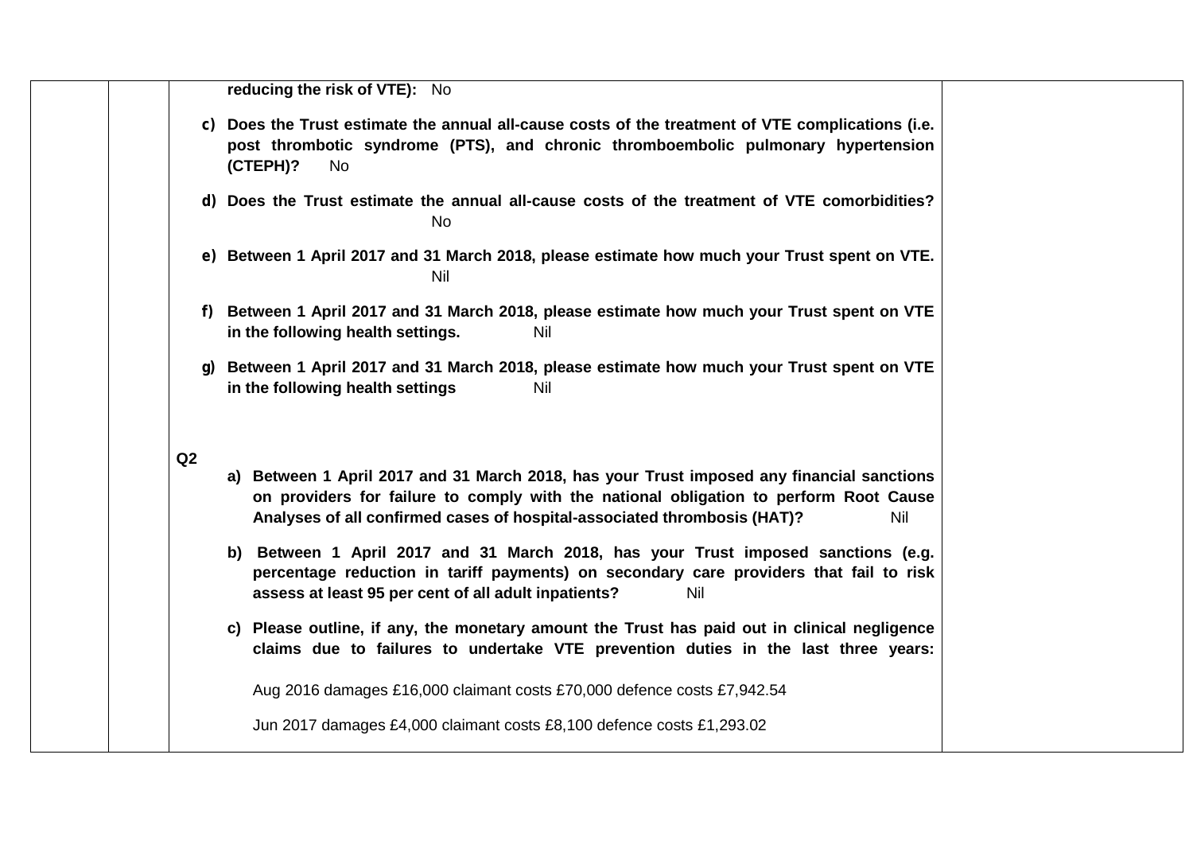**reducing the risk of VTE):** No

c) **Does the Trust estimate the annual all-cause costs of the treatment of VTE complications (i.e. post thrombotic syndrome (PTS), and chronic thromboembolic pulmonary hypertension (CTEPH)?** No

d) **Does the Trust estimate the annual all-cause costs of the treatment of VTE comorbidities?** No

e) **Between 1 April 2017 and 31 March 2018, please estimate how much your Trust spent on VTE.** Nil

f) **Between 1 April 2017 and 31 March 2018, please estimate how much your Trust spent on VTE in the following health settings.** Nil

g) **Between 1 April 2017 and 31 March 2018, please estimate how much your Trust spent on VTE in the following health settings** Nil

**Q2**

a) **Between 1 April 2017 and 31 March 2018, has your Trust imposed any financial sanctions on providers for failure to comply with the national obligation to perform Root Cause Analyses of all confirmed cases of hospital-associated thrombosis (HAT)?** Nil

b) **Between 1 April 2017 and 31 March 2018, has your Trust imposed sanctions (e.g. percentage reduction in tariff payments) on secondary care providers that fail to risk assess at least 95 per cent of all adult inpatients?** Nil

c) **Please outline, if any, the monetary amount the Trust has paid out in clinical negligence claims due to failures to undertake VTE prevention duties in the last three years:**

Aug 2016 damages £16,000 claimant costs £70,000 defence costs £7,942.54

Jun 2017 damages £4,000 claimant costs £8,100 defence costs £1,293.02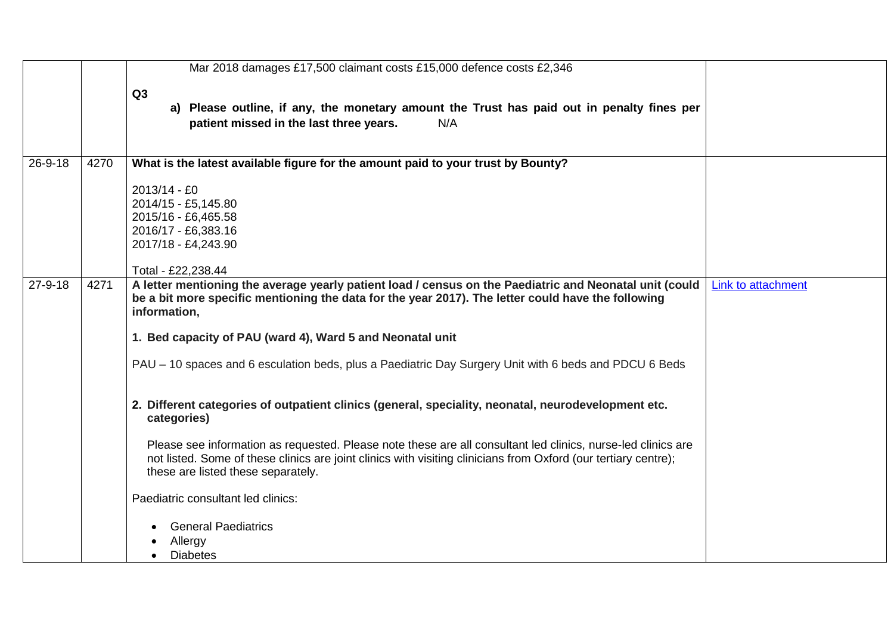| | | | |
|---|---|---|---|
| | | Mar 2018 damages £17,500 claimant costs £15,000 defence costs £2,346<br><br>**Q3**<br>**a) Please outline, if any, the monetary amount the Trust has paid out in penalty fines per patient missed in the last three years.** N/A | |
| 26-9-18 | 4270 | **What is the latest available figure for the amount paid to your trust by Bounty?**<br><br>2013/14 - £0<br>2014/15 - £5,145.80<br>2015/16 - £6,465.58<br>2016/17 - £6,383.16<br>2017/18 - £4,243.90<br><br>Total - £22,238.44 | |
| 27-9-18 | 4271 | **A letter mentioning the average yearly patient load / census on the Paediatric and Neonatal unit (could be a bit more specific mentioning the data for the year 2017). The letter could have the following information,**<br><br>**1. Bed capacity of PAU (ward 4), Ward 5 and Neonatal unit**<br><br>PAU – 10 spaces and 6 esculation beds, plus a Paediatric Day Surgery Unit with 6 beds and PDCU 6 Beds<br><br>**2. Different categories of outpatient clinics (general, speciality, neonatal, neurodevelopment etc. categories)**<br><br>Please see information as requested. Please note these are all consultant led clinics, nurse-led clinics are not listed. Some of these clinics are joint clinics with visiting clinicians from Oxford (our tertiary centre); these are listed these separately.<br><br>Paediatric consultant led clinics:<br><br>• General Paediatrics<br>• Allergy<br>• Diabetes | Link to attachment |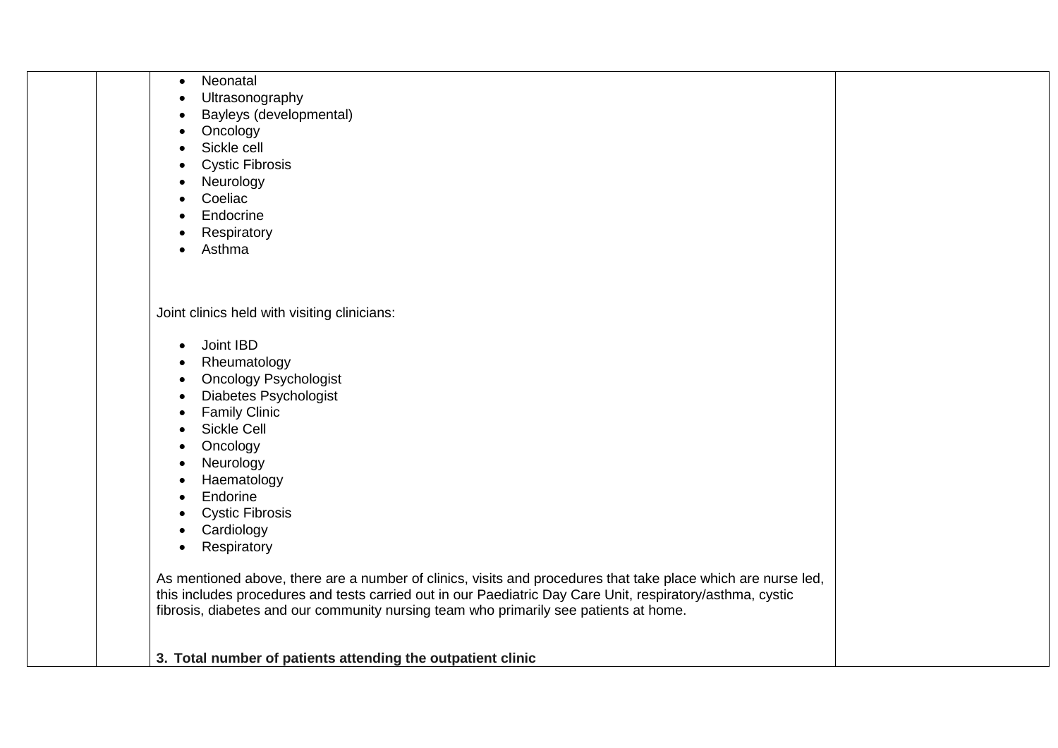- Neonatal
- Ultrasonography
- Bayleys (developmental)
- Oncology
- Sickle cell
- Cystic Fibrosis
- Neurology
- Coeliac
- Endocrine
- Respiratory
- Asthma

Joint clinics held with visiting clinicians:

- Joint IBD
- Rheumatology
- Oncology Psychologist
- Diabetes Psychologist
- Family Clinic
- Sickle Cell
- Oncology
- Neurology
- Haematology
- Endorine
- Cystic Fibrosis
- Cardiology
- Respiratory

As mentioned above, there are a number of clinics, visits and procedures that take place which are nurse led, this includes procedures and tests carried out in our Paediatric Day Care Unit, respiratory/asthma, cystic fibrosis, diabetes and our community nursing team who primarily see patients at home.

**3. Total number of patients attending the outpatient clinic**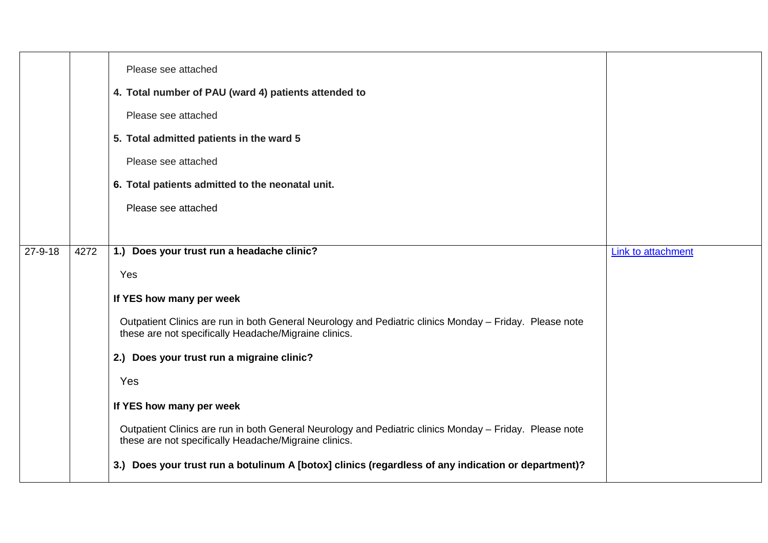| | | | |
|---|---|---|---|
| | | Please see attached<br><br>**4. Total number of PAU (ward 4) patients attended to**<br><br>Please see attached<br><br>**5. Total admitted patients in the ward 5**<br><br>Please see attached<br><br>**6. Total patients admitted to the neonatal unit.**<br><br>Please see attached | |
| 27-9-18 | 4272 | **1.) Does your trust run a headache clinic?**<br><br>Yes<br><br>**If YES how many per week**<br><br>Outpatient Clinics are run in both General Neurology and Pediatric clinics Monday – Friday. Please note these are not specifically Headache/Migraine clinics.<br><br>**2.) Does your trust run a migraine clinic?**<br><br>Yes<br><br>**If YES how many per week**<br><br>Outpatient Clinics are run in both General Neurology and Pediatric clinics Monday – Friday. Please note these are not specifically Headache/Migraine clinics.<br><br>**3.) Does your trust run a botulinum A [botox] clinics (regardless of any indication or department)?** | Link to attachment |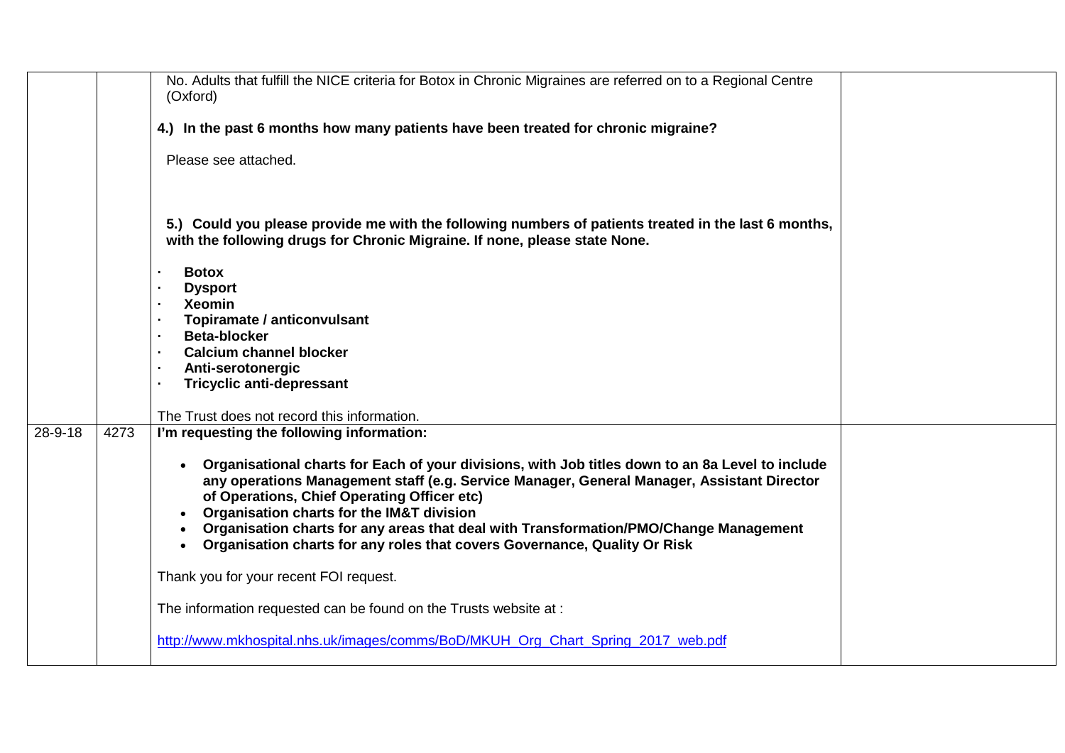| | | | |
|---|---|---|---|
| | | No. Adults that fulfill the NICE criteria for Botox in Chronic Migraines are referred on to a Regional Centre (Oxford)<br><br>**4.) In the past 6 months how many patients have been treated for chronic migraine?**<br><br>Please see attached.<br><br>**5.) Could you please provide me with the following numbers of patients treated in the last 6 months, with the following drugs for Chronic Migraine. If none, please state None.**<br><br>· **Botox**<br>· **Dysport**<br>· **Xeomin**<br>· **Topiramate / anticonvulsant**<br>· **Beta-blocker**<br>· **Calcium channel blocker**<br>· **Anti-serotonergic**<br>· **Tricyclic anti-depressant**<br><br>The Trust does not record this information. | |
| 28-9-18 | 4273 | **I'm requesting the following information:**<br><br>• **Organisational charts for Each of your divisions, with Job titles down to an 8a Level to include any operations Management staff (e.g. Service Manager, General Manager, Assistant Director of Operations, Chief Operating Officer etc)**<br>• **Organisation charts for the IM&T division**<br>• **Organisation charts for any areas that deal with Transformation/PMO/Change Management**<br>• **Organisation charts for any roles that covers Governance, Quality Or Risk**<br><br>Thank you for your recent FOI request.<br><br>The information requested can be found on the Trusts website at :<br><br>http://www.mkhospital.nhs.uk/images/comms/BoD/MKUH_Org_Chart_Spring_2017_web.pdf | |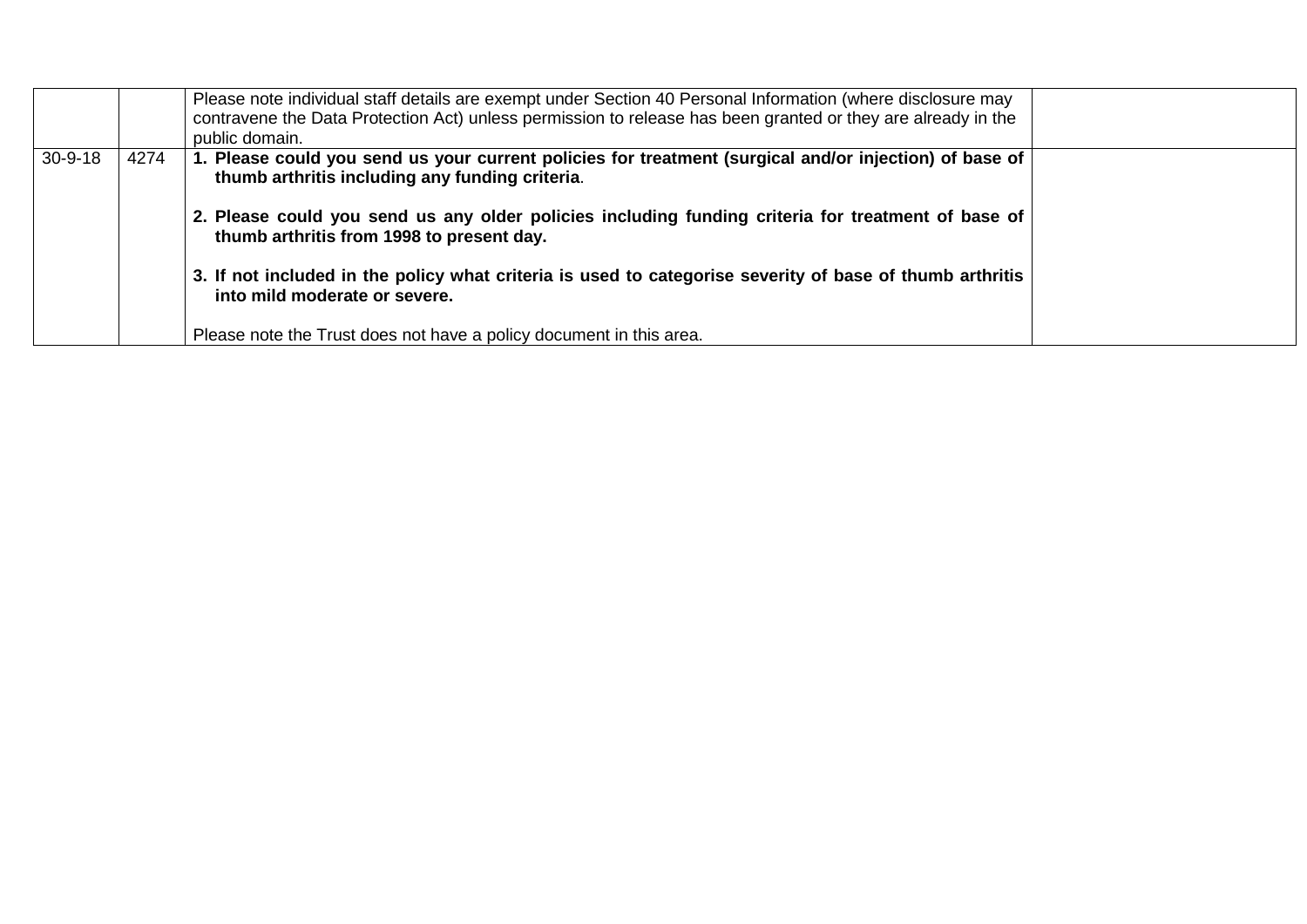| | | | |
|---|---|---|---|
| | | Please note individual staff details are exempt under Section 40 Personal Information (where disclosure may contravene the Data Protection Act) unless permission to release has been granted or they are already in the public domain. | |
| 30-9-18 | 4274 | **1. Please could you send us your current policies for treatment (surgical and/or injection) of base of thumb arthritis including any funding criteria**.<br><br>**2. Please could you send us any older policies including funding criteria for treatment of base of thumb arthritis from 1998 to present day.**<br><br>**3. If not included in the policy what criteria is used to categorise severity of base of thumb arthritis into mild moderate or severe.**<br><br>Please note the Trust does not have a policy document in this area. | |